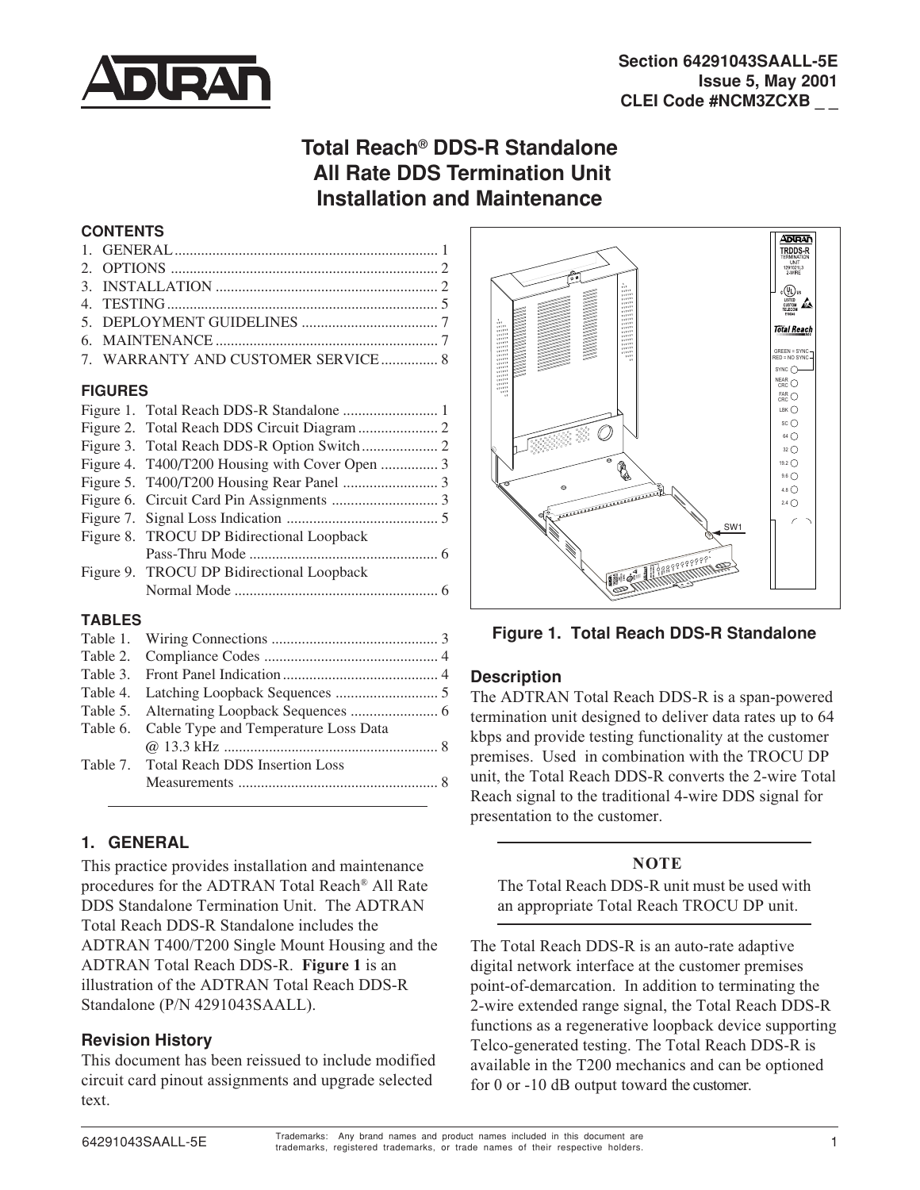Section 64291043SAALL-5E
Issue 5, May 2001
CLEI Code #NCM3ZCXB _ _

# Total Reach® DDS-R Standalone All Rate DDS Termination Unit Installation and Maintenance

## CONTENTS

1. GENERAL ..................................................................... 1
2. OPTIONS ..................................................................... 2
3. INSTALLATION .......................................................... 2
4. TESTING ....................................................................... 5
5. DEPLOYMENT GUIDELINES .................................... 7
6. MAINTENANCE .......................................................... 7
7. WARRANTY AND CUSTOMER SERVICE ............... 8

## FIGURES

Figure 1. Total Reach DDS-R Standalone ......................... 1
Figure 2. Total Reach DDS Circuit Diagram ..................... 2
Figure 3. Total Reach DDS-R Option Switch .................... 2
Figure 4. T400/T200 Housing with Cover Open ............... 3
Figure 5. T400/T200 Housing Rear Panel ......................... 3
Figure 6. Circuit Card Pin Assignments ............................ 3
Figure 7. Signal Loss Indication ........................................ 5
Figure 8. TROCU DP Bidirectional Loopback Pass-Thru Mode ................................................. 6
Figure 9. TROCU DP Bidirectional Loopback Normal Mode ..................................................... 6

## TABLES

Table 1. Wiring Connections ............................................ 3
Table 2. Compliance Codes .............................................. 4
Table 3. Front Panel Indication ......................................... 4
Table 4. Latching Loopback Sequences ........................... 5
Table 5. Alternating Loopback Sequences ....................... 6
Table 6. Cable Type and Temperature Loss Data @ 13.3 kHz ........................................................ 8
Table 7. Total Reach DDS Insertion Loss Measurements .................................................... 8

## 1. GENERAL

This practice provides installation and maintenance procedures for the ADTRAN Total Reach® All Rate DDS Standalone Termination Unit. The ADTRAN Total Reach DDS-R Standalone includes the ADTRAN T400/T200 Single Mount Housing and the ADTRAN Total Reach DDS-R. **Figure 1** is an illustration of the ADTRAN Total Reach DDS-R Standalone (P/N 4291043SAALL).

### Revision History

This document has been reissued to include modified circuit card pinout assignments and upgrade selected text.

**Figure 1. Total Reach DDS-R Standalone**

### Description

The ADTRAN Total Reach DDS-R is a span-powered termination unit designed to deliver data rates up to 64 kbps and provide testing functionality at the customer premises. Used in combination with the TROCU DP unit, the Total Reach DDS-R converts the 2-wire Total Reach signal to the traditional 4-wire DDS signal for presentation to the customer.

---

**NOTE**

The Total Reach DDS-R unit must be used with an appropriate Total Reach TROCU DP unit.

---

The Total Reach DDS-R is an auto-rate adaptive digital network interface at the customer premises point-of-demarcation. In addition to terminating the 2-wire extended range signal, the Total Reach DDS-R functions as a regenerative loopback device supporting Telco-generated testing. The Total Reach DDS-R is available in the T200 mechanics and can be optioned for 0 or -10 dB output toward the customer.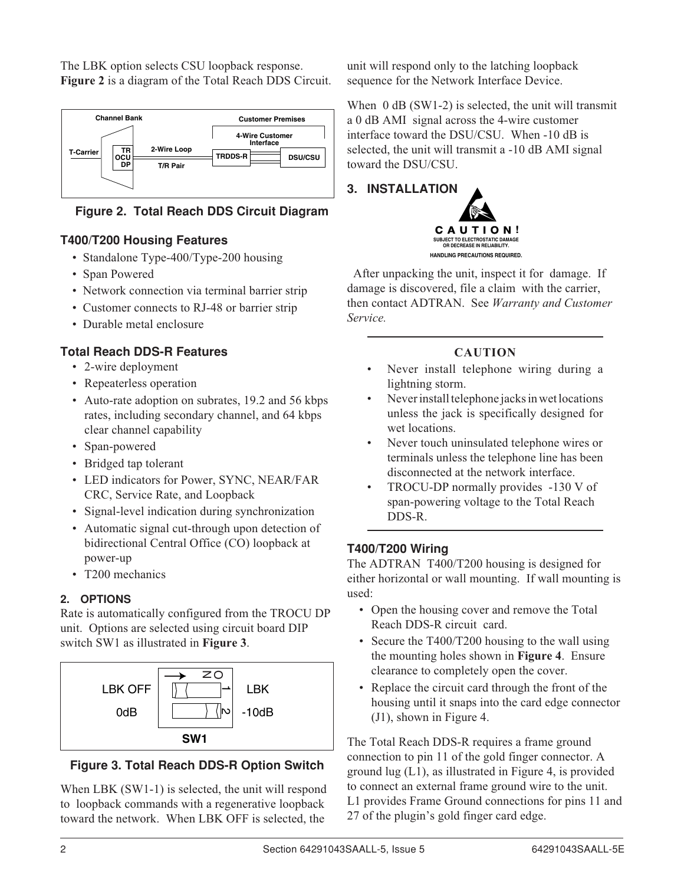The LBK option selects CSU loopback response. **Figure 2** is a diagram of the Total Reach DDS Circuit.

**Figure 2. Total Reach DDS Circuit Diagram**

### T400/T200 Housing Features

- Standalone Type-400/Type-200 housing
- Span Powered
- Network connection via terminal barrier strip
- Customer connects to RJ-48 or barrier strip
- Durable metal enclosure

### Total Reach DDS-R Features

- 2-wire deployment
- Repeaterless operation
- Auto-rate adoption on subrates, 19.2 and 56 kbps rates, including secondary channel, and 64 kbps clear channel capability
- Span-powered
- Bridged tap tolerant
- LED indicators for Power, SYNC, NEAR/FAR CRC, Service Rate, and Loopback
- Signal-level indication during synchronization
- Automatic signal cut-through upon detection of bidirectional Central Office (CO) loopback at power-up
- T200 mechanics

## 2. OPTIONS

Rate is automatically configured from the TROCU DP unit. Options are selected using circuit board DIP switch SW1 as illustrated in **Figure 3**.

**Figure 3. Total Reach DDS-R Option Switch**

When LBK (SW1-1) is selected, the unit will respond to loopback commands with a regenerative loopback toward the network. When LBK OFF is selected, the unit will respond only to the latching loopback sequence for the Network Interface Device.

When 0 dB (SW1-2) is selected, the unit will transmit a 0 dB AMI signal across the 4-wire customer interface toward the DSU/CSU. When -10 dB is selected, the unit will transmit a -10 dB AMI signal toward the DSU/CSU.

## 3. INSTALLATION

**CAUTION!**
SUBJECT TO ELECTROSTATIC DAMAGE OR DECREASE IN RELIABILITY.
HANDLING PRECAUTIONS REQUIRED.

After unpacking the unit, inspect it for damage. If damage is discovered, file a claim with the carrier, then contact ADTRAN. See *Warranty and Customer Service.*

**CAUTION**

- Never install telephone wiring during a lightning storm.
- Never install telephone jacks in wet locations unless the jack is specifically designed for wet locations.
- Never touch uninsulated telephone wires or terminals unless the telephone line has been disconnected at the network interface.
- TROCU-DP normally provides -130 V of span-powering voltage to the Total Reach DDS-R.

### T400/T200 Wiring

The ADTRAN T400/T200 housing is designed for either horizontal or wall mounting. If wall mounting is used:

- Open the housing cover and remove the Total Reach DDS-R circuit card.
- Secure the T400/T200 housing to the wall using the mounting holes shown in **Figure 4**. Ensure clearance to completely open the cover.
- Replace the circuit card through the front of the housing until it snaps into the card edge connector (J1), shown in Figure 4.

The Total Reach DDS-R requires a frame ground connection to pin 11 of the gold finger connector. A ground lug (L1), as illustrated in Figure 4, is provided to connect an external frame ground wire to the unit. L1 provides Frame Ground connections for pins 11 and 27 of the plugin's gold finger card edge.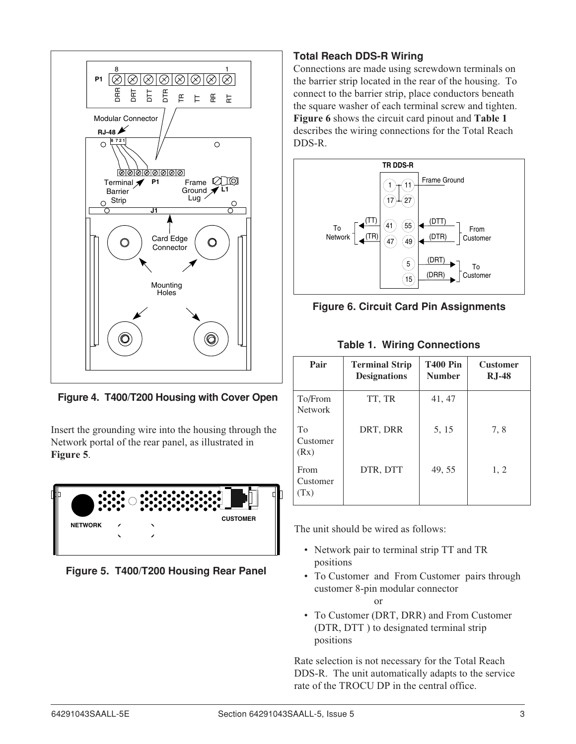Figure 4. T400/T200 Housing with Cover Open

Insert the grounding wire into the housing through the Network portal of the rear panel, as illustrated in **Figure 5**.

Figure 5. T400/T200 Housing Rear Panel

## Total Reach DDS-R Wiring

Connections are made using screwdown terminals on the barrier strip located in the rear of the housing. To connect to the barrier strip, place conductors beneath the square washer of each terminal screw and tighten. **Figure 6** shows the circuit card pinout and **Table 1** describes the wiring connections for the Total Reach DDS-R.

Figure 6. Circuit Card Pin Assignments

**Table 1. Wiring Connections**

| Pair | Terminal Strip Designations | T400 Pin Number | Customer RJ-48 |
|---|---|---|---|
| To/From Network | TT, TR | 41, 47 | |
| To Customer (Rx) | DRT, DRR | 5, 15 | 7, 8 |
| From Customer (Tx) | DTR, DTT | 49, 55 | 1, 2 |

The unit should be wired as follows:

- Network pair to terminal strip TT and TR positions
- To Customer and From Customer pairs through customer 8-pin modular connector

  or

- To Customer (DRT, DRR) and From Customer (DTR, DTT ) to designated terminal strip positions

Rate selection is not necessary for the Total Reach DDS-R. The unit automatically adapts to the service rate of the TROCU DP in the central office.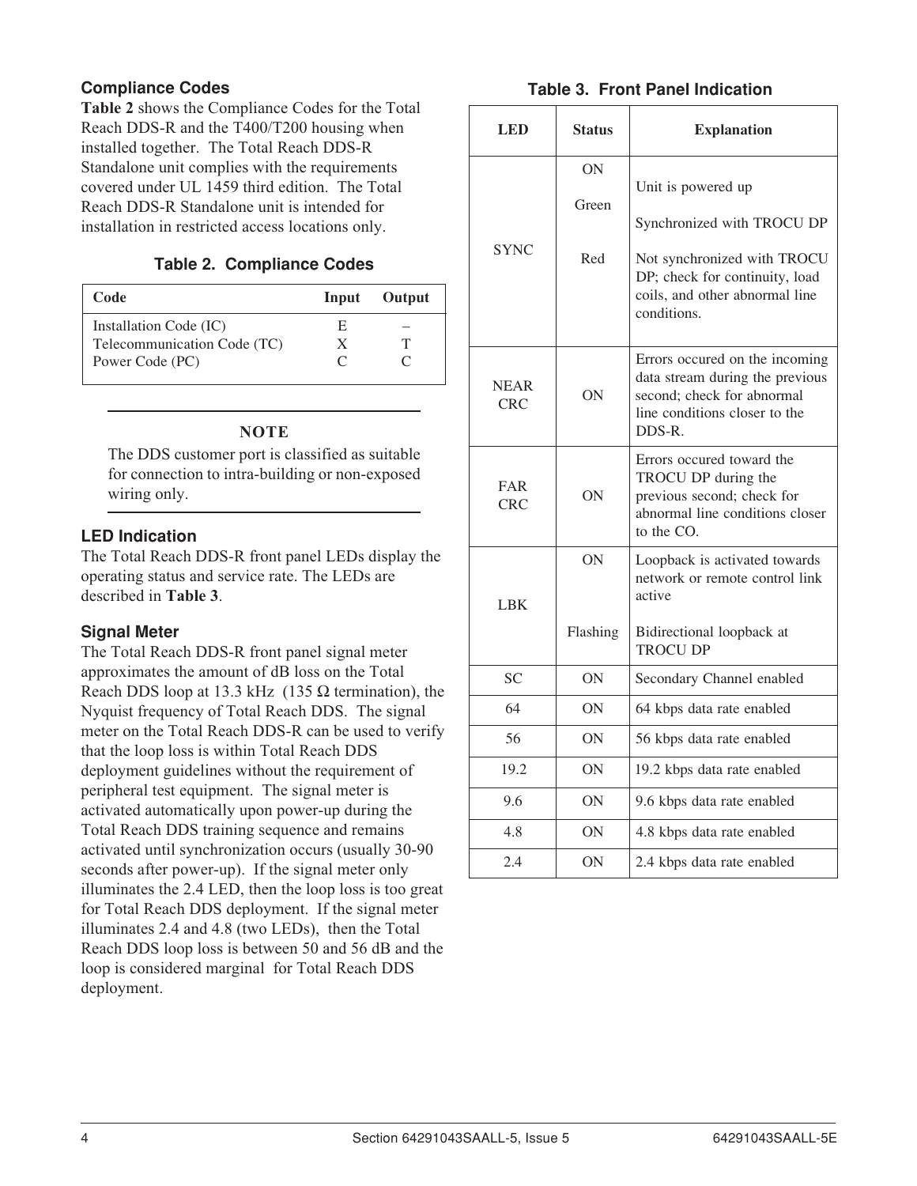## Compliance Codes

**Table 2** shows the Compliance Codes for the Total Reach DDS-R and the T400/T200 housing when installed together. The Total Reach DDS-R Standalone unit complies with the requirements covered under UL 1459 third edition. The Total Reach DDS-R Standalone unit is intended for installation in restricted access locations only.

**Table 2. Compliance Codes**

| Code | Input | Output |
|---|---|---|
| Installation Code (IC) | E | – |
| Telecommunication Code (TC) | X | T |
| Power Code (PC) | C | C |

**NOTE**

The DDS customer port is classified as suitable for connection to intra-building or non-exposed wiring only.

## LED Indication

The Total Reach DDS-R front panel LEDs display the operating status and service rate. The LEDs are described in **Table 3**.

## Signal Meter

The Total Reach DDS-R front panel signal meter approximates the amount of dB loss on the Total Reach DDS loop at 13.3 kHz (135 Ω termination), the Nyquist frequency of Total Reach DDS. The signal meter on the Total Reach DDS-R can be used to verify that the loop loss is within Total Reach DDS deployment guidelines without the requirement of peripheral test equipment. The signal meter is activated automatically upon power-up during the Total Reach DDS training sequence and remains activated until synchronization occurs (usually 30-90 seconds after power-up). If the signal meter only illuminates the 2.4 LED, then the loop loss is too great for Total Reach DDS deployment. If the signal meter illuminates 2.4 and 4.8 (two LEDs), then the Total Reach DDS loop loss is between 50 and 56 dB and the loop is considered marginal for Total Reach DDS deployment.

**Table 3. Front Panel Indication**

| LED | Status | Explanation |
|---|---|---|
| SYNC | ON | Unit is powered up |
| | Green | Synchronized with TROCU DP |
| | Red | Not synchronized with TROCU DP; check for continuity, load coils, and other abnormal line conditions. |
| NEAR CRC | ON | Errors occured on the incoming data stream during the previous second; check for abnormal line conditions closer to the DDS-R. |
| FAR CRC | ON | Errors occured toward the TROCU DP during the previous second; check for abnormal line conditions closer to the CO. |
| LBK | ON | Loopback is activated towards network or remote control link active |
| | Flashing | Bidirectional loopback at TROCU DP |
| SC | ON | Secondary Channel enabled |
| 64 | ON | 64 kbps data rate enabled |
| 56 | ON | 56 kbps data rate enabled |
| 19.2 | ON | 19.2 kbps data rate enabled |
| 9.6 | ON | 9.6 kbps data rate enabled |
| 4.8 | ON | 4.8 kbps data rate enabled |
| 2.4 | ON | 2.4 kbps data rate enabled |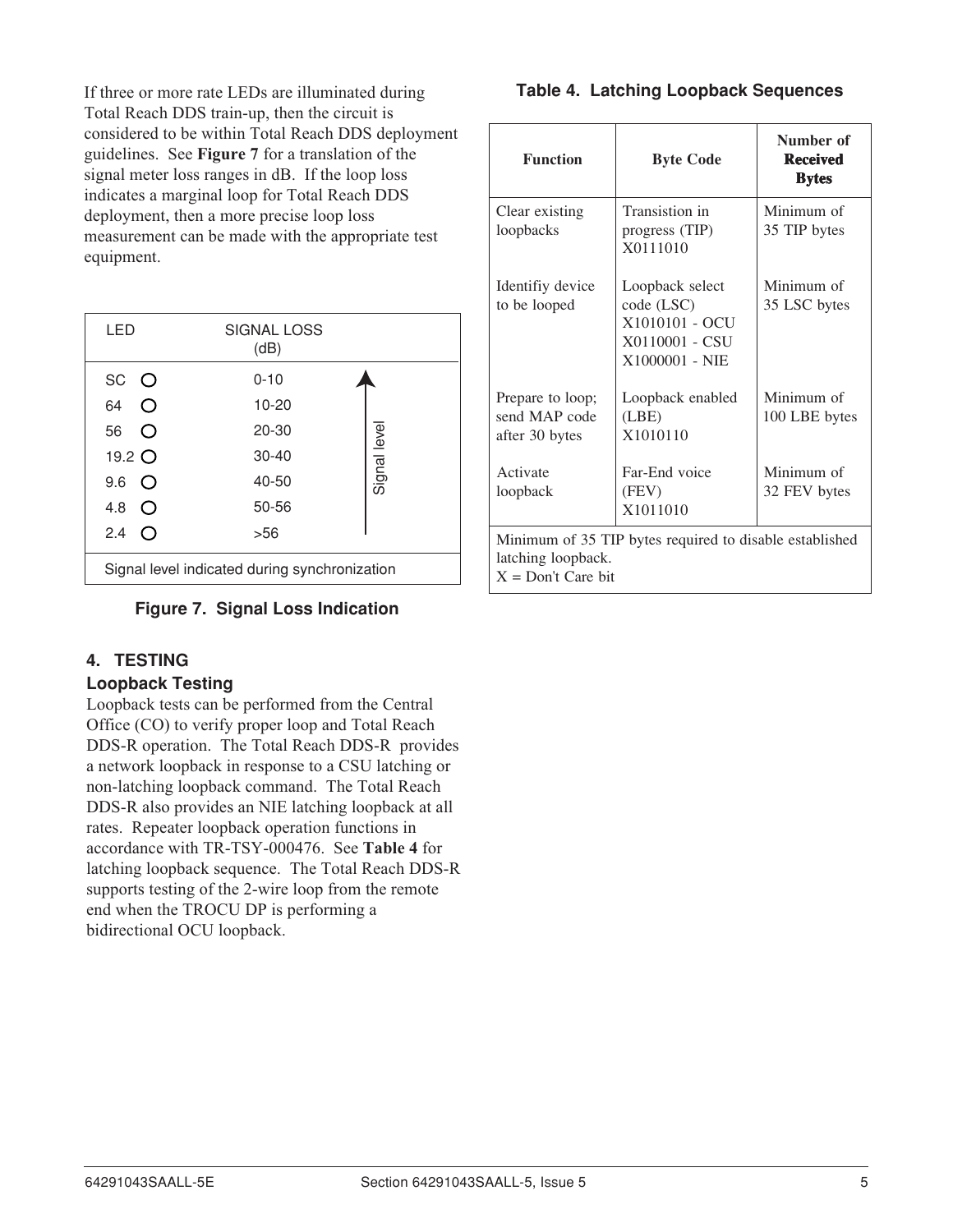If three or more rate LEDs are illuminated during Total Reach DDS train-up, then the circuit is considered to be within Total Reach DDS deployment guidelines. See **Figure 7** for a translation of the signal meter loss ranges in dB. If the loop loss indicates a marginal loop for Total Reach DDS deployment, then a more precise loop loss measurement can be made with the appropriate test equipment.

| LED | SIGNAL LOSS (dB) |
|---|---|
| SC ○ | 0-10 |
| 64 ○ | 10-20 |
| 56 ○ | 20-30 |
| 19.2 ○ | 30-40 |
| 9.6 ○ | 40-50 |
| 4.8 ○ | 50-56 |
| 2.4 ○ | >56 |

Signal level (arrow pointing up)

Signal level indicated during synchronization

**Figure 7. Signal Loss Indication**

## 4. TESTING

### Loopback Testing

Loopback tests can be performed from the Central Office (CO) to verify proper loop and Total Reach DDS-R operation. The Total Reach DDS-R provides a network loopback in response to a CSU latching or non-latching loopback command. The Total Reach DDS-R also provides an NIE latching loopback at all rates. Repeater loopback operation functions in accordance with TR-TSY-000476. See **Table 4** for latching loopback sequence. The Total Reach DDS-R supports testing of the 2-wire loop from the remote end when the TROCU DP is performing a bidirectional OCU loopback.

**Table 4. Latching Loopback Sequences**

| Function | Byte Code | Number of Received Bytes |
|---|---|---|
| Clear existing loopbacks | Transition in progress (TIP) X0111010 | Minimum of 35 TIP bytes |
| Identifiy device to be looped | Loopback select code (LSC) X1010101 - OCU X0110001 - CSU X1000001 - NIE | Minimum of 35 LSC bytes |
| Prepare to loop; send MAP code after 30 bytes | Loopback enabled (LBE) X1010110 | Minimum of 100 LBE bytes |
| Activate loopback | Far-End voice (FEV) X1011010 | Minimum of 32 FEV bytes |

Minimum of 35 TIP bytes required to disable established latching loopback.
X = Don't Care bit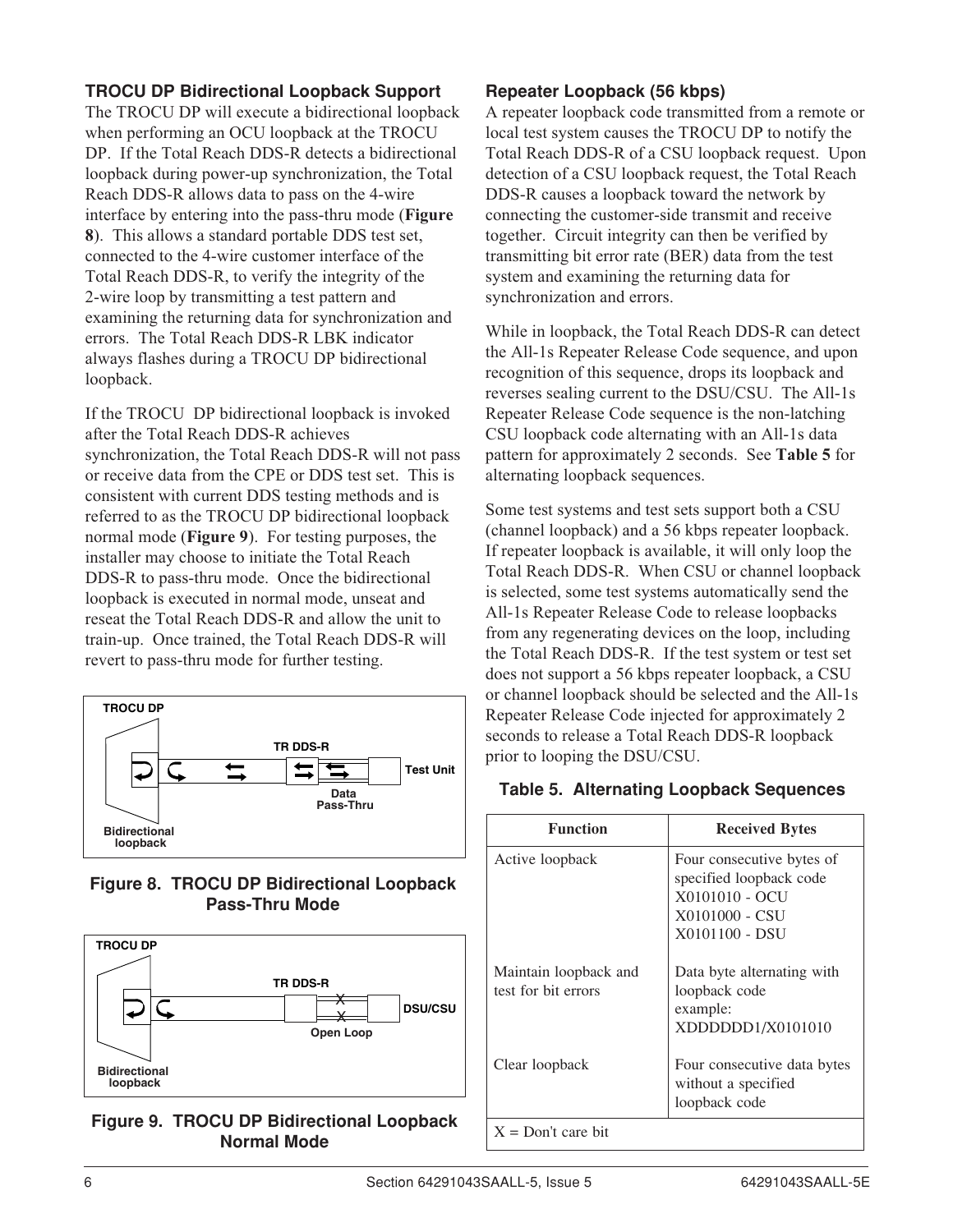### TROCU DP Bidirectional Loopback Support

The TROCU DP will execute a bidirectional loopback when performing an OCU loopback at the TROCU DP. If the Total Reach DDS-R detects a bidirectional loopback during power-up synchronization, the Total Reach DDS-R allows data to pass on the 4-wire interface by entering into the pass-thru mode (**Figure 8**). This allows a standard portable DDS test set, connected to the 4-wire customer interface of the Total Reach DDS-R, to verify the integrity of the 2-wire loop by transmitting a test pattern and examining the returning data for synchronization and errors. The Total Reach DDS-R LBK indicator always flashes during a TROCU DP bidirectional loopback.

If the TROCU DP bidirectional loopback is invoked after the Total Reach DDS-R achieves synchronization, the Total Reach DDS-R will not pass or receive data from the CPE or DDS test set. This is consistent with current DDS testing methods and is referred to as the TROCU DP bidirectional loopback normal mode (**Figure 9**). For testing purposes, the installer may choose to initiate the Total Reach DDS-R to pass-thru mode. Once the bidirectional loopback is executed in normal mode, unseat and reseat the Total Reach DDS-R and allow the unit to train-up. Once trained, the Total Reach DDS-R will revert to pass-thru mode for further testing.

TROCU DP — TR DDS-R — Test Unit — Data Pass-Thru — Bidirectional loopback

**Figure 8. TROCU DP Bidirectional Loopback Pass-Thru Mode**

TROCU DP — TR DDS-R — DSU/CSU — Open Loop — Bidirectional loopback

**Figure 9. TROCU DP Bidirectional Loopback Normal Mode**

### Repeater Loopback (56 kbps)

A repeater loopback code transmitted from a remote or local test system causes the TROCU DP to notify the Total Reach DDS-R of a CSU loopback request. Upon detection of a CSU loopback request, the Total Reach DDS-R causes a loopback toward the network by connecting the customer-side transmit and receive together. Circuit integrity can then be verified by transmitting bit error rate (BER) data from the test system and examining the returning data for synchronization and errors.

While in loopback, the Total Reach DDS-R can detect the All-1s Repeater Release Code sequence, and upon recognition of this sequence, drops its loopback and reverses sealing current to the DSU/CSU. The All-1s Repeater Release Code sequence is the non-latching CSU loopback code alternating with an All-1s data pattern for approximately 2 seconds. See **Table 5** for alternating loopback sequences.

Some test systems and test sets support both a CSU (channel loopback) and a 56 kbps repeater loopback. If repeater loopback is available, it will only loop the Total Reach DDS-R. When CSU or channel loopback is selected, some test systems automatically send the All-1s Repeater Release Code to release loopbacks from any regenerating devices on the loop, including the Total Reach DDS-R. If the test system or test set does not support a 56 kbps repeater loopback, a CSU or channel loopback should be selected and the All-1s Repeater Release Code injected for approximately 2 seconds to release a Total Reach DDS-R loopback prior to looping the DSU/CSU.

**Table 5. Alternating Loopback Sequences**

| Function | Received Bytes |
|---|---|
| Active loopback | Four consecutive bytes of specified loopback code<br>X0101010 - OCU<br>X0101000 - CSU<br>X0101100 - DSU |
| Maintain loopback and test for bit errors | Data byte alternating with loopback code<br>example:<br>XDDDDDD1/X0101010 |
| Clear loopback | Four consecutive data bytes without a specified loopback code |
| X = Don't care bit | |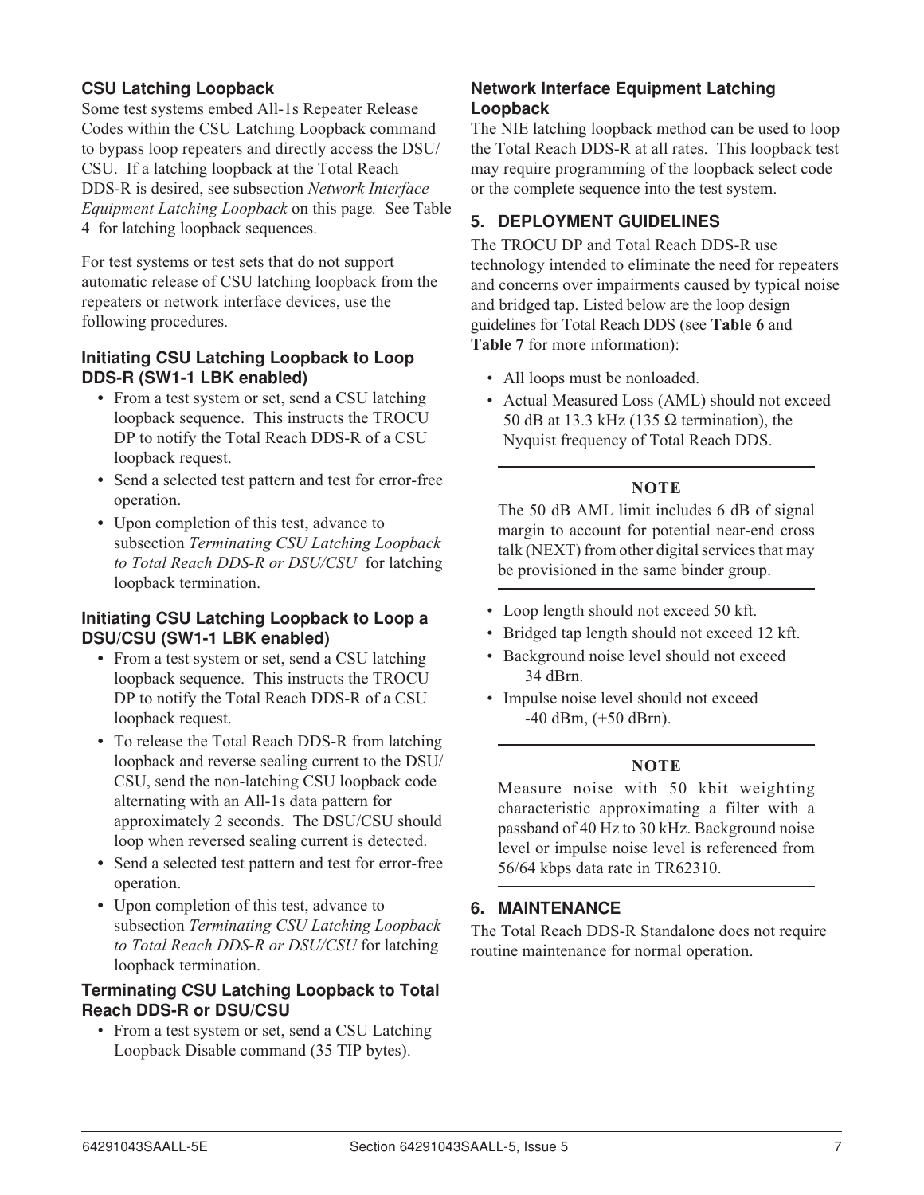### CSU Latching Loopback

Some test systems embed All-1s Repeater Release Codes within the CSU Latching Loopback command to bypass loop repeaters and directly access the DSU/CSU. If a latching loopback at the Total Reach DDS-R is desired, see subsection *Network Interface Equipment Latching Loopback* on this page. See Table 4 for latching loopback sequences.

For test systems or test sets that do not support automatic release of CSU latching loopback from the repeaters or network interface devices, use the following procedures.

#### Initiating CSU Latching Loopback to Loop DDS-R (SW1-1 LBK enabled)

- From a test system or set, send a CSU latching loopback sequence. This instructs the TROCU DP to notify the Total Reach DDS-R of a CSU loopback request.
- Send a selected test pattern and test for error-free operation.
- Upon completion of this test, advance to subsection *Terminating CSU Latching Loopback to Total Reach DDS-R or DSU/CSU* for latching loopback termination.

#### Initiating CSU Latching Loopback to Loop a DSU/CSU (SW1-1 LBK enabled)

- From a test system or set, send a CSU latching loopback sequence. This instructs the TROCU DP to notify the Total Reach DDS-R of a CSU loopback request.
- To release the Total Reach DDS-R from latching loopback and reverse sealing current to the DSU/CSU, send the non-latching CSU loopback code alternating with an All-1s data pattern for approximately 2 seconds. The DSU/CSU should loop when reversed sealing current is detected.
- Send a selected test pattern and test for error-free operation.
- Upon completion of this test, advance to subsection *Terminating CSU Latching Loopback to Total Reach DDS-R or DSU/CSU* for latching loopback termination.

#### Terminating CSU Latching Loopback to Total Reach DDS-R or DSU/CSU

- From a test system or set, send a CSU Latching Loopback Disable command (35 TIP bytes).

### Network Interface Equipment Latching Loopback

The NIE latching loopback method can be used to loop the Total Reach DDS-R at all rates. This loopback test may require programming of the loopback select code or the complete sequence into the test system.

## 5. DEPLOYMENT GUIDELINES

The TROCU DP and Total Reach DDS-R use technology intended to eliminate the need for repeaters and concerns over impairments caused by typical noise and bridged tap. Listed below are the loop design guidelines for Total Reach DDS (see **Table 6** and **Table 7** for more information):

- All loops must be nonloaded.
- Actual Measured Loss (AML) should not exceed 50 dB at 13.3 kHz (135 Ω termination), the Nyquist frequency of Total Reach DDS.

**NOTE**

The 50 dB AML limit includes 6 dB of signal margin to account for potential near-end cross talk (NEXT) from other digital services that may be provisioned in the same binder group.

- Loop length should not exceed 50 kft.
- Bridged tap length should not exceed 12 kft.
- Background noise level should not exceed 34 dBrn.
- Impulse noise level should not exceed -40 dBm, (+50 dBrn).

**NOTE**

Measure noise with 50 kbit weighting characteristic approximating a filter with a passband of 40 Hz to 30 kHz. Background noise level or impulse noise level is referenced from 56/64 kbps data rate in TR62310.

## 6. MAINTENANCE

The Total Reach DDS-R Standalone does not require routine maintenance for normal operation.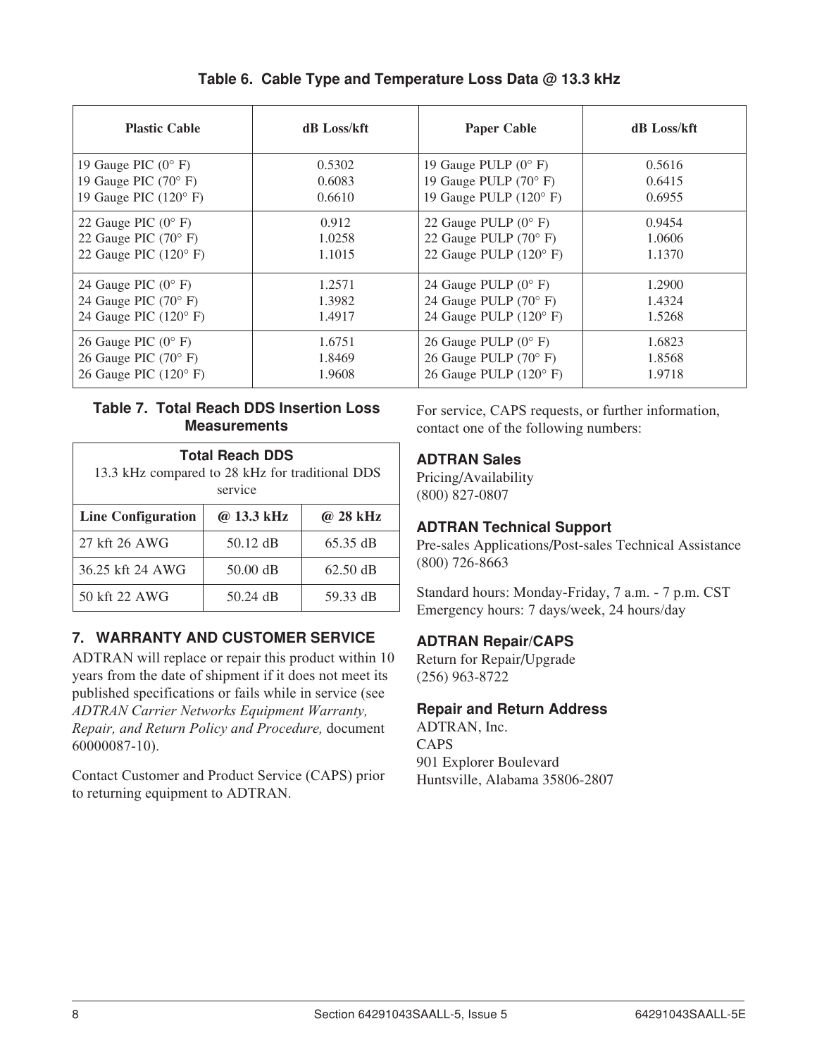**Table 6. Cable Type and Temperature Loss Data @ 13.3 kHz**

| Plastic Cable | dB Loss/kft | Paper Cable | dB Loss/kft |
|---|---|---|---|
| 19 Gauge PIC (0° F)<br>19 Gauge PIC (70° F)<br>19 Gauge PIC (120° F) | 0.5302<br>0.6083<br>0.6610 | 19 Gauge PULP (0° F)<br>19 Gauge PULP (70° F)<br>19 Gauge PULP (120° F) | 0.5616<br>0.6415<br>0.6955 |
| 22 Gauge PIC (0° F)<br>22 Gauge PIC (70° F)<br>22 Gauge PIC (120° F) | 0.912<br>1.0258<br>1.1015 | 22 Gauge PULP (0° F)<br>22 Gauge PULP (70° F)<br>22 Gauge PULP (120° F) | 0.9454<br>1.0606<br>1.1370 |
| 24 Gauge PIC (0° F)<br>24 Gauge PIC (70° F)<br>24 Gauge PIC (120° F) | 1.2571<br>1.3982<br>1.4917 | 24 Gauge PULP (0° F)<br>24 Gauge PULP (70° F)<br>24 Gauge PULP (120° F) | 1.2900<br>1.4324<br>1.5268 |
| 26 Gauge PIC (0° F)<br>26 Gauge PIC (70° F)<br>26 Gauge PIC (120° F) | 1.6751<br>1.8469<br>1.9608 | 26 Gauge PULP (0° F)<br>26 Gauge PULP (70° F)<br>26 Gauge PULP (120° F) | 1.6823<br>1.8568<br>1.9718 |

**Table 7. Total Reach DDS Insertion Loss Measurements**

| **Total Reach DDS**<br>13.3 kHz compared to 28 kHz for traditional DDS service | | |
|---|---|---|
| **Line Configuration** | **@ 13.3 kHz** | **@ 28 kHz** |
| 27 kft 26 AWG | 50.12 dB | 65.35 dB |
| 36.25 kft 24 AWG | 50.00 dB | 62.50 dB |
| 50 kft 22 AWG | 50.24 dB | 59.33 dB |

## 7. WARRANTY AND CUSTOMER SERVICE

ADTRAN will replace or repair this product within 10 years from the date of shipment if it does not meet its published specifications or fails while in service (see *ADTRAN Carrier Networks Equipment Warranty, Repair, and Return Policy and Procedure,* document 60000087-10).

Contact Customer and Product Service (CAPS) prior to returning equipment to ADTRAN.

For service, CAPS requests, or further information, contact one of the following numbers:

### ADTRAN Sales

Pricing/Availability
(800) 827-0807

### ADTRAN Technical Support

Pre-sales Applications/Post-sales Technical Assistance
(800) 726-8663

Standard hours: Monday-Friday, 7 a.m. - 7 p.m. CST
Emergency hours: 7 days/week, 24 hours/day

### ADTRAN Repair/CAPS

Return for Repair/Upgrade
(256) 963-8722

### Repair and Return Address

ADTRAN, Inc.
CAPS
901 Explorer Boulevard
Huntsville, Alabama 35806-2807